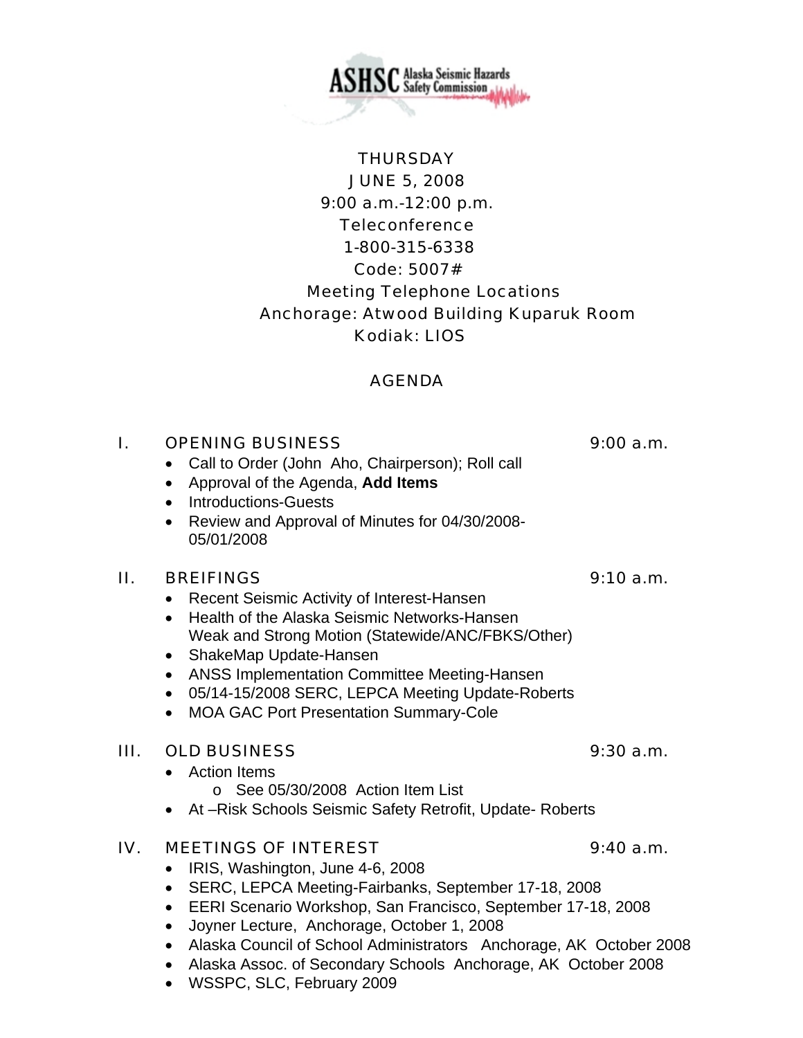ASHSC Alaska Seismic Hazards Safety Commission

THURSDAY
JUNE 5, 2008
9:00 a.m.-12:00 p.m.
Teleconference
1-800-315-6338
Code: 5007#
Meeting Telephone Locations
Anchorage: Atwood Building Kuparuk Room
Kodiak: LIOS

# AGENDA

## I. OPENING BUSINESS — 9:00 a.m.

- Call to Order (John Aho, Chairperson); Roll call
- Approval of the Agenda, **Add Items**
- Introductions-Guests
- Review and Approval of Minutes for 04/30/2008-05/01/2008

## II. BREIFINGS — 9:10 a.m.

- Recent Seismic Activity of Interest-Hansen
- Health of the Alaska Seismic Networks-Hansen
  Weak and Strong Motion (Statewide/ANC/FBKS/Other)
- ShakeMap Update-Hansen
- ANSS Implementation Committee Meeting-Hansen
- 05/14-15/2008 SERC, LEPCA Meeting Update-Roberts
- MOA GAC Port Presentation Summary-Cole

## III. OLD BUSINESS — 9:30 a.m.

- Action Items
  - See 05/30/2008 Action Item List
- At –Risk Schools Seismic Safety Retrofit, Update- Roberts

## IV. MEETINGS OF INTEREST — 9:40 a.m.

- IRIS, Washington, June 4-6, 2008
- SERC, LEPCA Meeting-Fairbanks, September 17-18, 2008
- EERI Scenario Workshop, San Francisco, September 17-18, 2008
- Joyner Lecture, Anchorage, October 1, 2008
- Alaska Council of School Administrators Anchorage, AK October 2008
- Alaska Assoc. of Secondary Schools Anchorage, AK October 2008
- WSSPC, SLC, February 2009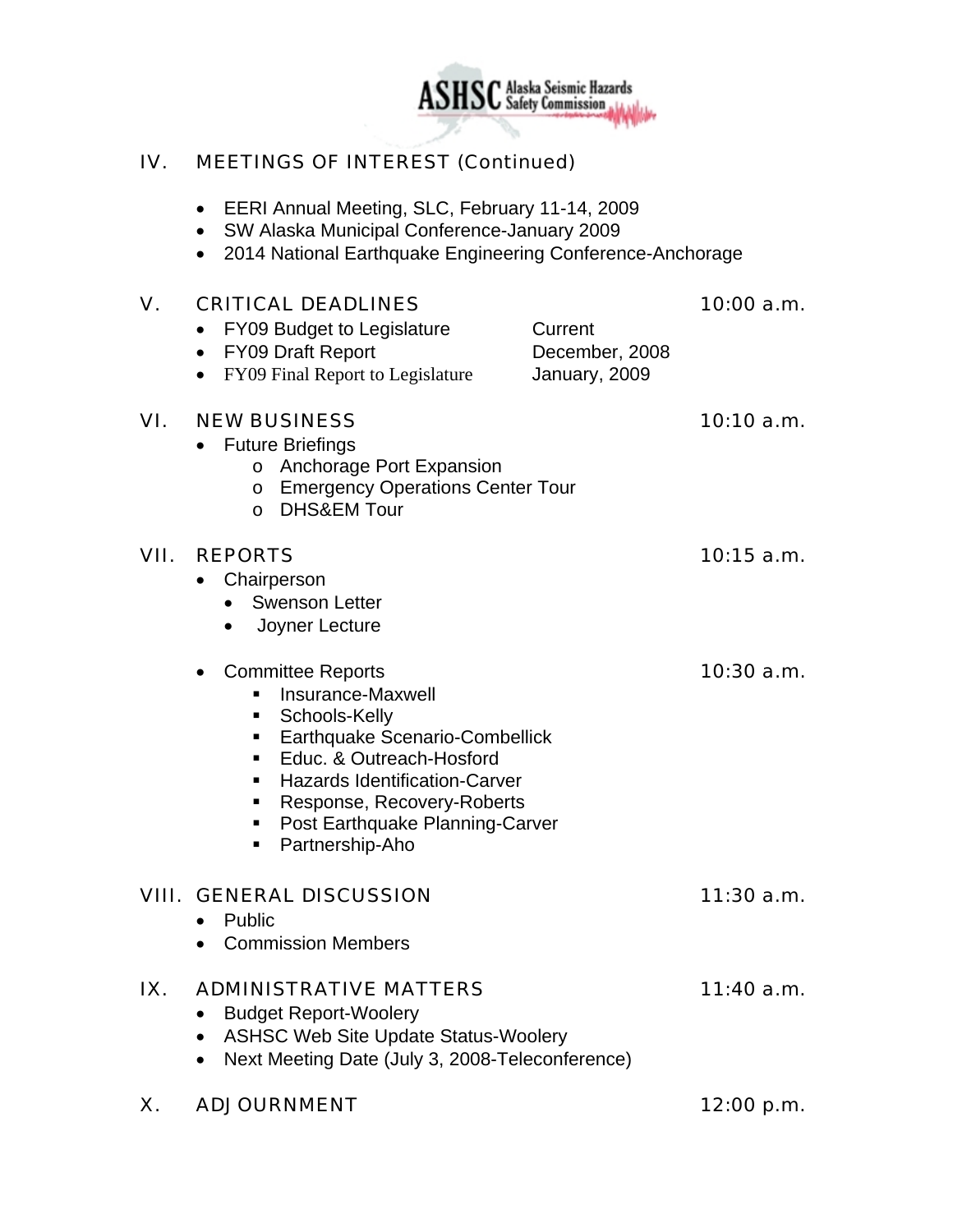## IV. MEETINGS OF INTEREST (Continued)

- EERI Annual Meeting, SLC, February 11-14, 2009
- SW Alaska Municipal Conference-January 2009
- 2014 National Earthquake Engineering Conference-Anchorage

## V. CRITICAL DEADLINES 10:00 a.m.

- FY09 Budget to Legislature Current
- FY09 Draft Report December, 2008
- FY09 Final Report to Legislature January, 2009

## VI. NEW BUSINESS 10:10 a.m.

- Future Briefings
  - Anchorage Port Expansion
  - Emergency Operations Center Tour
  - DHS&EM Tour

## VII. REPORTS 10:15 a.m.

- Chairperson
  - Swenson Letter
  - Joyner Lecture

- Committee Reports 10:30 a.m.
  - Insurance-Maxwell
  - Schools-Kelly
  - Earthquake Scenario-Combellick
  - Educ. & Outreach-Hosford
  - Hazards Identification-Carver
  - Response, Recovery-Roberts
  - Post Earthquake Planning-Carver
  - Partnership-Aho

## VIII. GENERAL DISCUSSION 11:30 a.m.

- Public
- Commission Members

## IX. ADMINISTRATIVE MATTERS 11:40 a.m.

- Budget Report-Woolery
- ASHSC Web Site Update Status-Woolery
- Next Meeting Date (July 3, 2008-Teleconference)

## X. ADJOURNMENT 12:00 p.m.